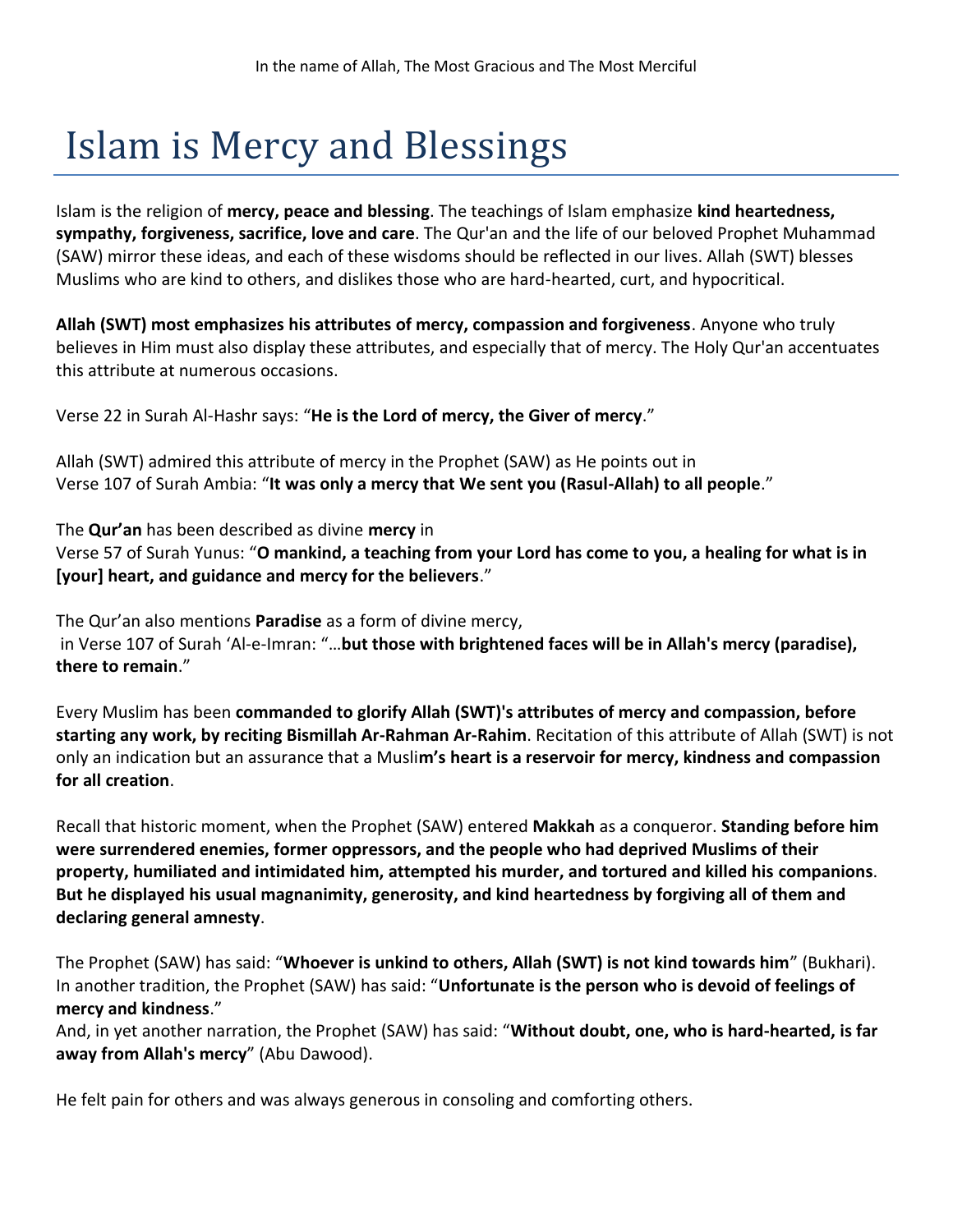In the name of Allah, The Most Gracious and The Most Merciful

# Islam is Mercy and Blessings

Islam is the religion of **mercy, peace and blessing**. The teachings of Islam emphasize **kind heartedness, sympathy, forgiveness, sacrifice, love and care**. The Qur'an and the life of our beloved Prophet Muhammad (SAW) mirror these ideas, and each of these wisdoms should be reflected in our lives. Allah (SWT) blesses Muslims who are kind to others, and dislikes those who are hard-hearted, curt, and hypocritical.

**Allah (SWT) most emphasizes his attributes of mercy, compassion and forgiveness**. Anyone who truly believes in Him must also display these attributes, and especially that of mercy. The Holy Qur'an accentuates this attribute at numerous occasions.

Verse 22 in Surah Al-Hashr says: "**He is the Lord of mercy, the Giver of mercy**."

Allah (SWT) admired this attribute of mercy in the Prophet (SAW) as He points out in
Verse 107 of Surah Ambia: "**It was only a mercy that We sent you (Rasul-Allah) to all people**."

The **Qur'an** has been described as divine **mercy** in
Verse 57 of Surah Yunus: "**O mankind, a teaching from your Lord has come to you, a healing for what is in [your] heart, and guidance and mercy for the believers**."

The Qur'an also mentions **Paradise** as a form of divine mercy,
in Verse 107 of Surah 'Al-e-Imran: "…**but those with brightened faces will be in Allah's mercy (paradise), there to remain**."

Every Muslim has been **commanded to glorify Allah (SWT)'s attributes of mercy and compassion, before starting any work, by reciting Bismillah Ar-Rahman Ar-Rahim**. Recitation of this attribute of Allah (SWT) is not only an indication but an assurance that a Musli**m's heart is a reservoir for mercy, kindness and compassion for all creation**.

Recall that historic moment, when the Prophet (SAW) entered **Makkah** as a conqueror. **Standing before him were surrendered enemies, former oppressors, and the people who had deprived Muslims of their property, humiliated and intimidated him, attempted his murder, and tortured and killed his companions**. **But he displayed his usual magnanimity, generosity, and kind heartedness by forgiving all of them and declaring general amnesty**.

The Prophet (SAW) has said: "**Whoever is unkind to others, Allah (SWT) is not kind towards him**" (Bukhari). In another tradition, the Prophet (SAW) has said: "**Unfortunate is the person who is devoid of feelings of mercy and kindness**."
And, in yet another narration, the Prophet (SAW) has said: "**Without doubt, one, who is hard-hearted, is far away from Allah's mercy**" (Abu Dawood).

He felt pain for others and was always generous in consoling and comforting others.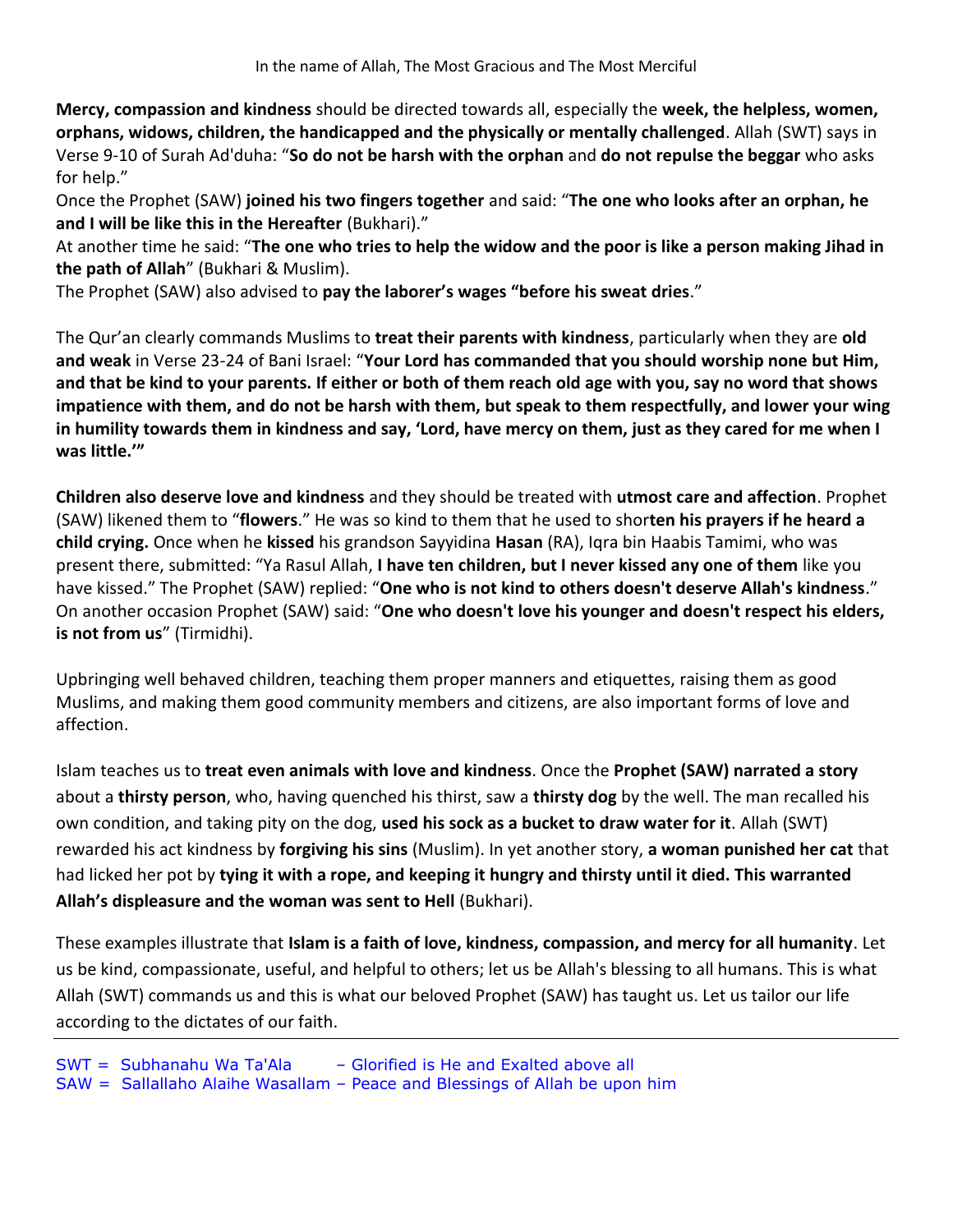In the name of Allah, The Most Gracious and The Most Merciful

**Mercy, compassion and kindness** should be directed towards all, especially the **week, the helpless, women, orphans, widows, children, the handicapped and the physically or mentally challenged**. Allah (SWT) says in Verse 9-10 of Surah Ad'duha: "**So do not be harsh with the orphan** and **do not repulse the beggar** who asks for help."

Once the Prophet (SAW) **joined his two fingers together** and said: "**The one who looks after an orphan, he and I will be like this in the Hereafter** (Bukhari)."

At another time he said: "**The one who tries to help the widow and the poor is like a person making Jihad in the path of Allah**" (Bukhari & Muslim).

The Prophet (SAW) also advised to **pay the laborer's wages "before his sweat dries**."

The Qur'an clearly commands Muslims to **treat their parents with kindness**, particularly when they are **old and weak** in Verse 23-24 of Bani Israel: "**Your Lord has commanded that you should worship none but Him, and that be kind to your parents. If either or both of them reach old age with you, say no word that shows impatience with them, and do not be harsh with them, but speak to them respectfully, and lower your wing in humility towards them in kindness and say, 'Lord, have mercy on them, just as they cared for me when I was little.'"**

**Children also deserve love and kindness** and they should be treated with **utmost care and affection**. Prophet (SAW) likened them to "**flowers**." He was so kind to them that he used to shor**ten his prayers if he heard a child crying.** Once when he **kissed** his grandson Sayyidina **Hasan** (RA), Iqra bin Haabis Tamimi, who was present there, submitted: "Ya Rasul Allah, **I have ten children, but I never kissed any one of them** like you have kissed." The Prophet (SAW) replied: "**One who is not kind to others doesn't deserve Allah's kindness**." On another occasion Prophet (SAW) said: "**One who doesn't love his younger and doesn't respect his elders, is not from us**" (Tirmidhi).

Upbringing well behaved children, teaching them proper manners and etiquettes, raising them as good Muslims, and making them good community members and citizens, are also important forms of love and affection.

Islam teaches us to **treat even animals with love and kindness**. Once the **Prophet (SAW) narrated a story** about a **thirsty person**, who, having quenched his thirst, saw a **thirsty dog** by the well. The man recalled his own condition, and taking pity on the dog, **used his sock as a bucket to draw water for it**. Allah (SWT) rewarded his act kindness by **forgiving his sins** (Muslim). In yet another story, **a woman punished her cat** that had licked her pot by **tying it with a rope, and keeping it hungry and thirsty until it died. This warranted Allah's displeasure and the woman was sent to Hell** (Bukhari).

These examples illustrate that **Islam is a faith of love, kindness, compassion, and mercy for all humanity**. Let us be kind, compassionate, useful, and helpful to others; let us be Allah's blessing to all humans. This is what Allah (SWT) commands us and this is what our beloved Prophet (SAW) has taught us. Let us tailor our life according to the dictates of our faith.

---

SWT = Subhanahu Wa Ta'Ala – Glorified is He and Exalted above all
SAW = Sallallaho Alaihe Wasallam – Peace and Blessings of Allah be upon him